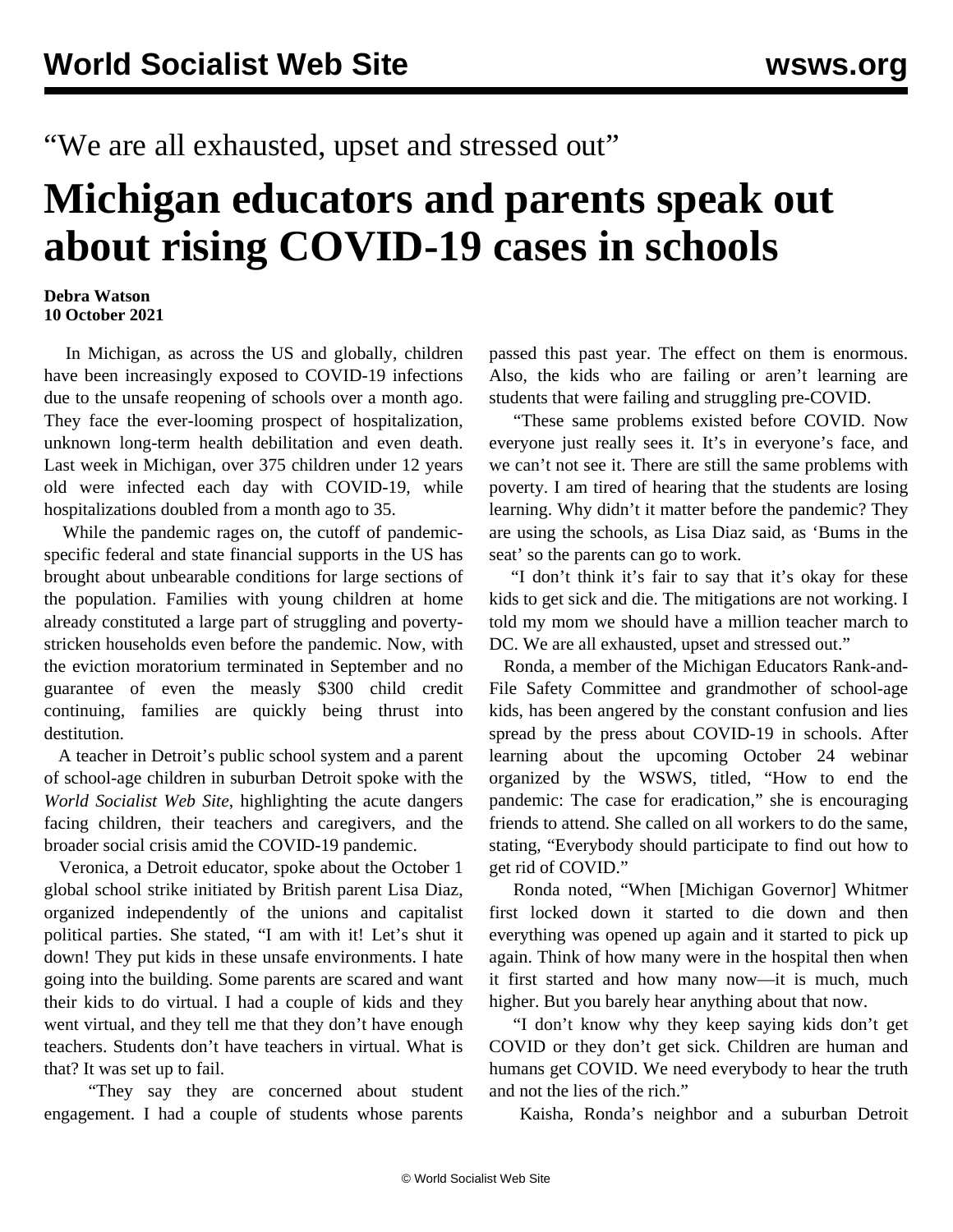“We are all exhausted, upset and stressed out”

# Michigan educators and parents speak out about rising COVID-19 cases in schools

**Debra Watson**
**10 October 2021**

In Michigan, as across the US and globally, children have been increasingly exposed to COVID-19 infections due to the unsafe reopening of schools over a month ago. They face the ever-looming prospect of hospitalization, unknown long-term health debilitation and even death. Last week in Michigan, over 375 children under 12 years old were infected each day with COVID-19, while hospitalizations doubled from a month ago to 35.

While the pandemic rages on, the cutoff of pandemic-specific federal and state financial supports in the US has brought about unbearable conditions for large sections of the population. Families with young children at home already constituted a large part of struggling and poverty-stricken households even before the pandemic. Now, with the eviction moratorium terminated in September and no guarantee of even the measly $300 child credit continuing, families are quickly being thrust into destitution.

A teacher in Detroit’s public school system and a parent of school-age children in suburban Detroit spoke with the *World Socialist Web Site*, highlighting the acute dangers facing children, their teachers and caregivers, and the broader social crisis amid the COVID-19 pandemic.

Veronica, a Detroit educator, spoke about the October 1 global school strike initiated by British parent Lisa Diaz, organized independently of the unions and capitalist political parties. She stated, “I am with it! Let’s shut it down! They put kids in these unsafe environments. I hate going into the building. Some parents are scared and want their kids to do virtual. I had a couple of kids and they went virtual, and they tell me that they don’t have enough teachers. Students don’t have teachers in virtual. What is that? It was set up to fail.

“They say they are concerned about student engagement. I had a couple of students whose parents passed this past year. The effect on them is enormous. Also, the kids who are failing or aren’t learning are students that were failing and struggling pre-COVID.

“These same problems existed before COVID. Now everyone just really sees it. It’s in everyone’s face, and we can’t not see it. There are still the same problems with poverty. I am tired of hearing that the students are losing learning. Why didn’t it matter before the pandemic? They are using the schools, as Lisa Diaz said, as ‘Bums in the seat’ so the parents can go to work.

“I don’t think it’s fair to say that it’s okay for these kids to get sick and die. The mitigations are not working. I told my mom we should have a million teacher march to DC. We are all exhausted, upset and stressed out.”

Ronda, a member of the Michigan Educators Rank-and-File Safety Committee and grandmother of school-age kids, has been angered by the constant confusion and lies spread by the press about COVID-19 in schools. After learning about the upcoming October 24 webinar organized by the WSWS, titled, “How to end the pandemic: The case for eradication,” she is encouraging friends to attend. She called on all workers to do the same, stating, “Everybody should participate to find out how to get rid of COVID.”

Ronda noted, “When [Michigan Governor] Whitmer first locked down it started to die down and then everything was opened up again and it started to pick up again. Think of how many were in the hospital then when it first started and how many now—it is much, much higher. But you barely hear anything about that now.

“I don’t know why they keep saying kids don’t get COVID or they don’t get sick. Children are human and humans get COVID. We need everybody to hear the truth and not the lies of the rich.”

Kaisha, Ronda’s neighbor and a suburban Detroit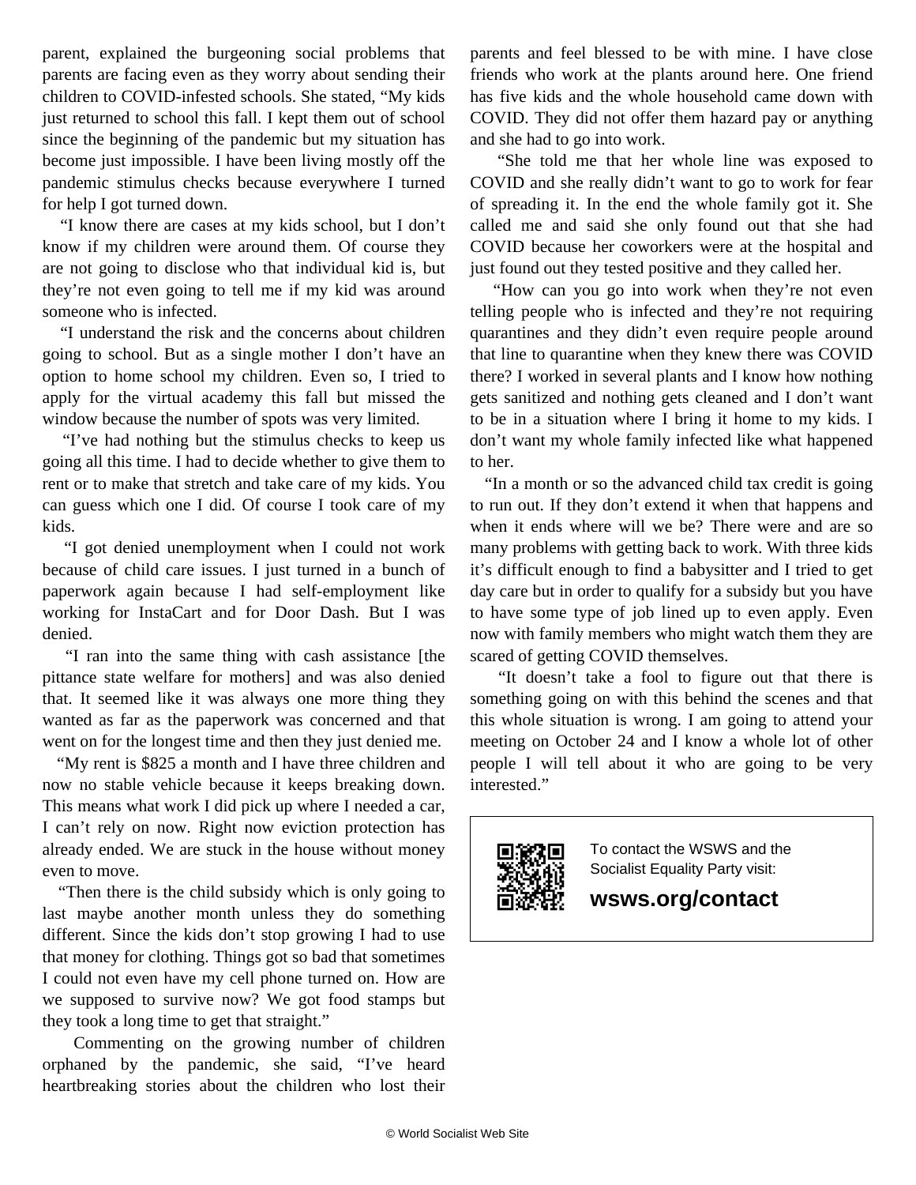parent, explained the burgeoning social problems that parents are facing even as they worry about sending their children to COVID-infested schools. She stated, "My kids just returned to school this fall. I kept them out of school since the beginning of the pandemic but my situation has become just impossible. I have been living mostly off the pandemic stimulus checks because everywhere I turned for help I got turned down.

"I know there are cases at my kids school, but I don't know if my children were around them. Of course they are not going to disclose who that individual kid is, but they're not even going to tell me if my kid was around someone who is infected.

"I understand the risk and the concerns about children going to school. But as a single mother I don't have an option to home school my children. Even so, I tried to apply for the virtual academy this fall but missed the window because the number of spots was very limited.

"I've had nothing but the stimulus checks to keep us going all this time. I had to decide whether to give them to rent or to make that stretch and take care of my kids. You can guess which one I did. Of course I took care of my kids.

"I got denied unemployment when I could not work because of child care issues. I just turned in a bunch of paperwork again because I had self-employment like working for InstaCart and for Door Dash. But I was denied.

"I ran into the same thing with cash assistance [the pittance state welfare for mothers] and was also denied that. It seemed like it was always one more thing they wanted as far as the paperwork was concerned and that went on for the longest time and then they just denied me.

"My rent is $825 a month and I have three children and now no stable vehicle because it keeps breaking down. This means what work I did pick up where I needed a car, I can't rely on now. Right now eviction protection has already ended. We are stuck in the house without money even to move.

"Then there is the child subsidy which is only going to last maybe another month unless they do something different. Since the kids don't stop growing I had to use that money for clothing. Things got so bad that sometimes I could not even have my cell phone turned on. How are we supposed to survive now? We got food stamps but they took a long time to get that straight."

Commenting on the growing number of children orphaned by the pandemic, she said, "I've heard heartbreaking stories about the children who lost their parents and feel blessed to be with mine. I have close friends who work at the plants around here. One friend has five kids and the whole household came down with COVID. They did not offer them hazard pay or anything and she had to go into work.

"She told me that her whole line was exposed to COVID and she really didn't want to go to work for fear of spreading it. In the end the whole family got it. She called me and said she only found out that she had COVID because her coworkers were at the hospital and just found out they tested positive and they called her.

"How can you go into work when they're not even telling people who is infected and they're not requiring quarantines and they didn't even require people around that line to quarantine when they knew there was COVID there? I worked in several plants and I know how nothing gets sanitized and nothing gets cleaned and I don't want to be in a situation where I bring it home to my kids. I don't want my whole family infected like what happened to her.

"In a month or so the advanced child tax credit is going to run out. If they don't extend it when that happens and when it ends where will we be? There were and are so many problems with getting back to work. With three kids it's difficult enough to find a babysitter and I tried to get day care but in order to qualify for a subsidy but you have to have some type of job lined up to even apply. Even now with family members who might watch them they are scared of getting COVID themselves.

"It doesn't take a fool to figure out that there is something going on with this behind the scenes and that this whole situation is wrong. I am going to attend your meeting on October 24 and I know a whole lot of other people I will tell about it who are going to be very interested."

To contact the WSWS and the Socialist Equality Party visit:

**wsws.org/contact**